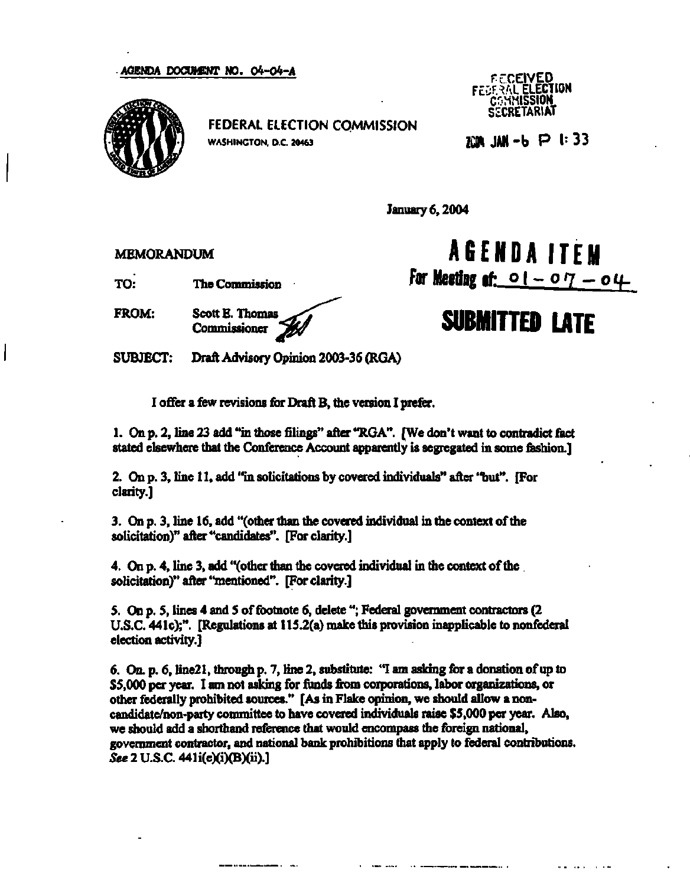AGENDA DOCUMENT NO. 04-04-A

FEDERAL ELECTION COMMISSION
WASHINGTON, D.C. 20463

RECEIVED
FEDERAL ELECTION
COMMISSION
SECRETARIAT

2004 JAN -6 P 1:33

January 6, 2004

**AGENDA ITEM**
**For Meeting of: 01-07-04**

**SUBMITTED LATE**

MEMORANDUM

TO: The Commission

FROM: Scott E. Thomas
Commissioner

SUBJECT: Draft Advisory Opinion 2003-36 (RGA)

I offer a few revisions for Draft B, the version I prefer.

1. On p. 2, line 23 add "in those filings" after "RGA". [We don't want to contradict fact stated elsewhere that the Conference Account apparently is segregated in some fashion.]

2. On p. 3, line 11, add "in solicitations by covered individuals" after "but". [For clarity.]

3. On p. 3, line 16, add "(other than the covered individual in the context of the solicitation)" after "candidates". [For clarity.]

4. On p. 4, line 3, add "(other than the covered individual in the context of the solicitation)" after "mentioned". [For clarity.]

5. On p. 5, lines 4 and 5 of footnote 6, delete "; Federal government contractors (2 U.S.C. 441c);". [Regulations at 115.2(a) make this provision inapplicable to nonfederal election activity.]

6. On. p. 6, line21, through p. 7, line 2, substitute: "I am asking for a donation of up to $5,000 per year. I am not asking for funds from corporations, labor organizations, or other federally prohibited sources." [As in Flake opinion, we should allow a non-candidate/non-party committee to have covered individuals raise $5,000 per year. Also, we should add a shorthand reference that would encompass the foreign national, government contractor, and national bank prohibitions that apply to federal contributions. *See* 2 U.S.C. 441i(e)(i)(B)(ii).]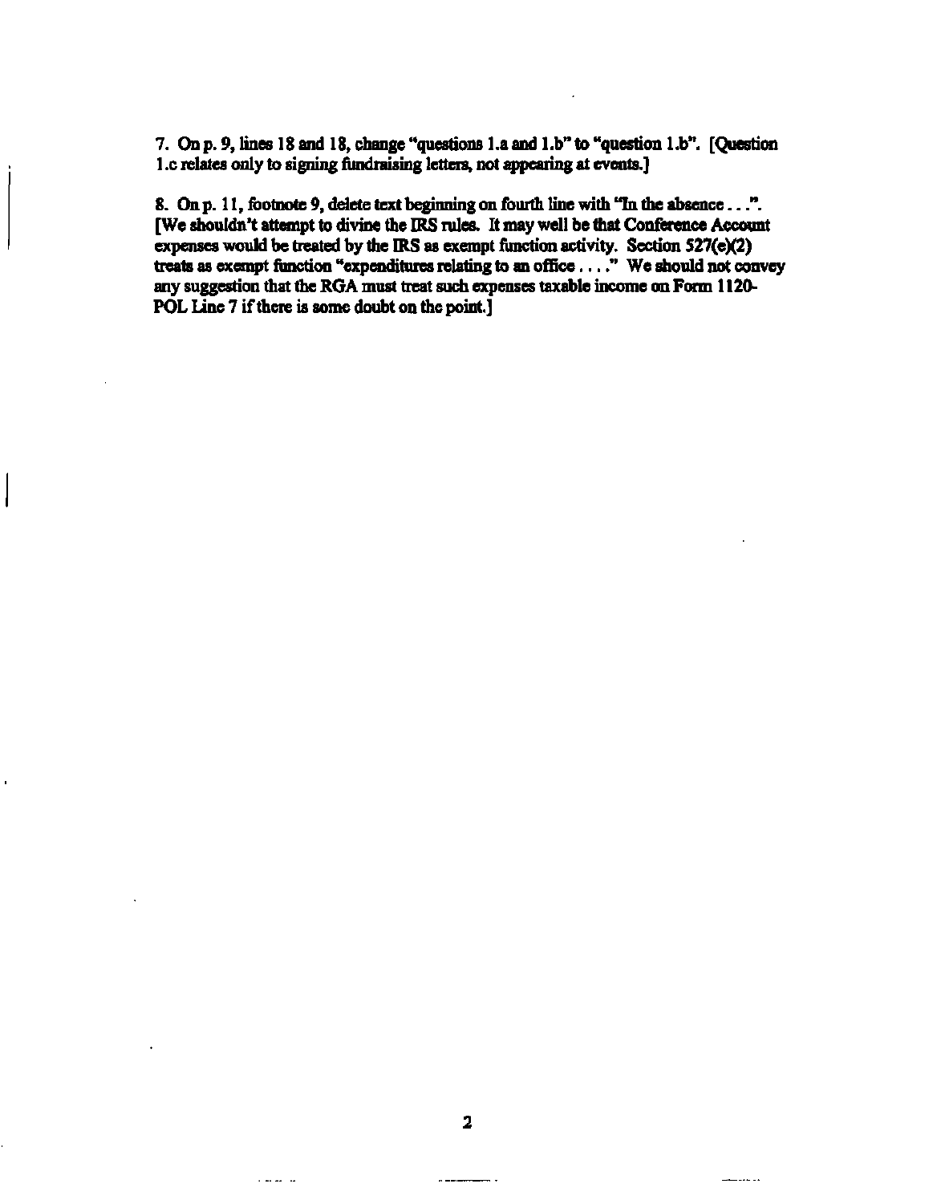7. On p. 9, lines 18 and 18, change "questions 1.a and 1.b" to "question 1.b". [Question 1.c relates only to signing fundraising letters, not appearing at events.]

8. On p. 11, footnote 9, delete text beginning on fourth line with "In the absence . . .". [We shouldn't attempt to divine the IRS rules. It may well be that Conference Account expenses would be treated by the IRS as exempt function activity. Section 527(e)(2) treats as exempt function "expenditures relating to an office . . . ." We should not convey any suggestion that the RGA must treat such expenses taxable income on Form 1120-POL Line 7 if there is some doubt on the point.]